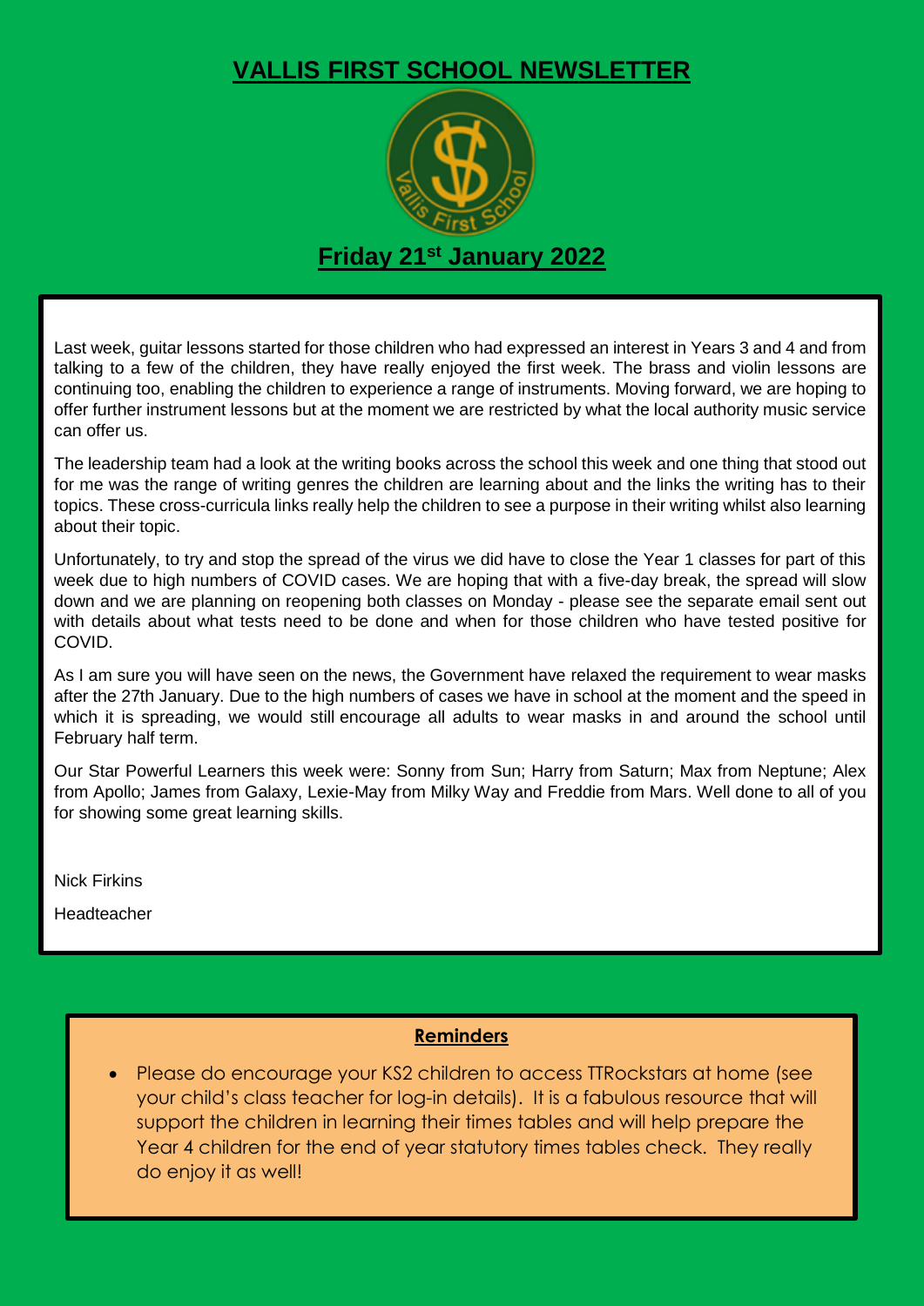# VALLIS FIRST SCHOOL NEWSLETTER

## Friday 21st January 2022

Last week, guitar lessons started for those children who had expressed an interest in Years 3 and 4 and from talking to a few of the children, they have really enjoyed the first week. The brass and violin lessons are continuing too, enabling the children to experience a range of instruments. Moving forward, we are hoping to offer further instrument lessons but at the moment we are restricted by what the local authority music service can offer us.

The leadership team had a look at the writing books across the school this week and one thing that stood out for me was the range of writing genres the children are learning about and the links the writing has to their topics. These cross-curricula links really help the children to see a purpose in their writing whilst also learning about their topic.

Unfortunately, to try and stop the spread of the virus we did have to close the Year 1 classes for part of this week due to high numbers of COVID cases. We are hoping that with a five-day break, the spread will slow down and we are planning on reopening both classes on Monday - please see the separate email sent out with details about what tests need to be done and when for those children who have tested positive for COVID.

As I am sure you will have seen on the news, the Government have relaxed the requirement to wear masks after the 27th January. Due to the high numbers of cases we have in school at the moment and the speed in which it is spreading, we would still encourage all adults to wear masks in and around the school until February half term.

Our Star Powerful Learners this week were: Sonny from Sun; Harry from Saturn; Max from Neptune; Alex from Apollo; James from Galaxy, Lexie-May from Milky Way and Freddie from Mars. Well done to all of you for showing some great learning skills.

Nick Firkins

Headteacher

**Reminders**

- Please do encourage your KS2 children to access TTRockstars at home (see your child's class teacher for log-in details). It is a fabulous resource that will support the children in learning their times tables and will help prepare the Year 4 children for the end of year statutory times tables check. They really do enjoy it as well!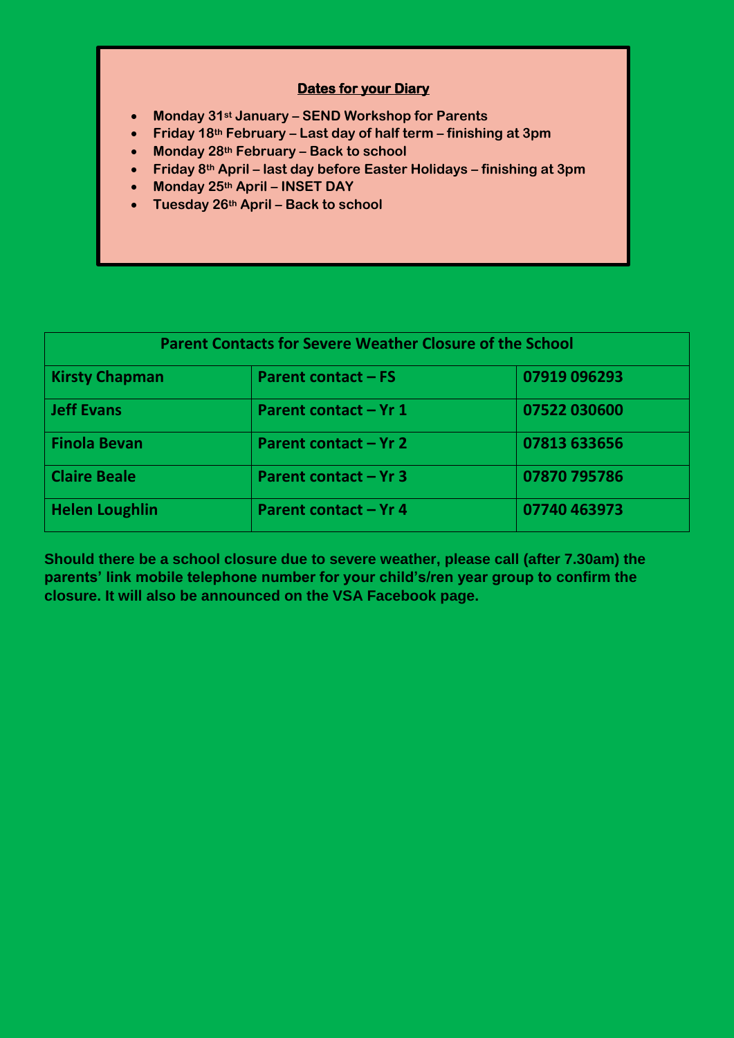## Dates for your Diary

- **Monday 31st January – SEND Workshop for Parents**
- **Friday 18th February – Last day of half term – finishing at 3pm**
- **Monday 28th February – Back to school**
- **Friday 8th April – last day before Easter Holidays – finishing at 3pm**
- **Monday 25th April – INSET DAY**
- **Tuesday 26th April – Back to school**

| Parent Contacts for Severe Weather Closure of the School | | |
|---|---|---|
| **Kirsty Chapman** | **Parent contact – FS** | **07919 096293** |
| **Jeff Evans** | **Parent contact – Yr 1** | **07522 030600** |
| **Finola Bevan** | **Parent contact – Yr 2** | **07813 633656** |
| **Claire Beale** | **Parent contact – Yr 3** | **07870 795786** |
| **Helen Loughlin** | **Parent contact – Yr 4** | **07740 463973** |

**Should there be a school closure due to severe weather, please call (after 7.30am) the parents' link mobile telephone number for your child's/ren year group to confirm the closure. It will also be announced on the VSA Facebook page.**